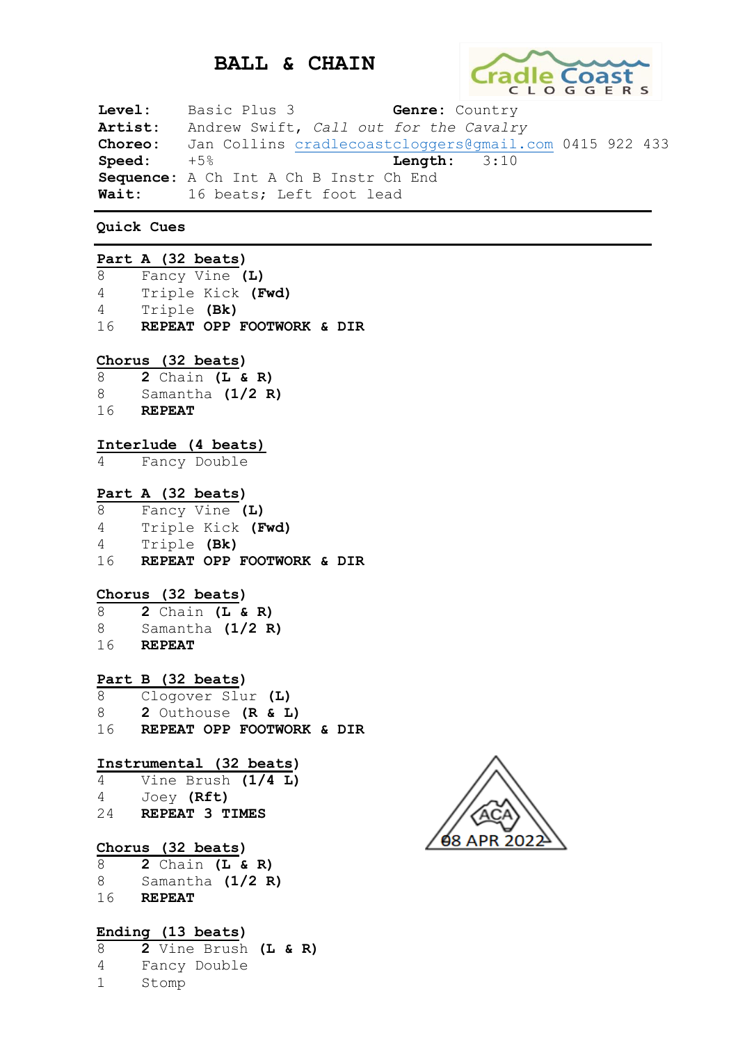# BALL & CHAIN

**Level:** Basic Plus 3 **Genre:** Country
**Artist:** Andrew Swift, *Call out for the Cavalry*
**Choreo:** Jan Collins cradlecoastcloggers@gmail.com 0415 922 433
**Speed:** +5% **Length:** 3:10
**Sequence:** A Ch Int A Ch B Instr Ch End
**Wait:** 16 beats; Left foot lead

**Quick Cues**

**Part A (32 beats)**

| | |
|---|---|
| 8 | Fancy Vine **(L)** |
| 4 | Triple Kick **(Fwd)** |
| 4 | Triple **(Bk)** |
| 16 | **REPEAT OPP FOOTWORK & DIR** |

**Chorus (32 beats)**

| | |
|---|---|
| 8 | **2** Chain **(L & R)** |
| 8 | Samantha **(1/2 R)** |
| 16 | **REPEAT** |

**Interlude (4 beats)**

| | |
|---|---|
| 4 | Fancy Double |

**Part A (32 beats)**

| | |
|---|---|
| 8 | Fancy Vine **(L)** |
| 4 | Triple Kick **(Fwd)** |
| 4 | Triple **(Bk)** |
| 16 | **REPEAT OPP FOOTWORK & DIR** |

**Chorus (32 beats)**

| | |
|---|---|
| 8 | **2** Chain **(L & R)** |
| 8 | Samantha **(1/2 R)** |
| 16 | **REPEAT** |

**Part B (32 beats)**

| | |
|---|---|
| 8 | Clogover Slur **(L)** |
| 8 | **2** Outhouse **(R & L)** |
| 16 | **REPEAT OPP FOOTWORK & DIR** |

**Instrumental (32 beats)**

| | |
|---|---|
| 4 | Vine Brush **(1/4 L)** |
| 4 | Joey **(Rft)** |
| 24 | **REPEAT 3 TIMES** |

ACA 08 APR 2022

**Chorus (32 beats)**

| | |
|---|---|
| 8 | **2** Chain **(L & R)** |
| 8 | Samantha **(1/2 R)** |
| 16 | **REPEAT** |

**Ending (13 beats)**

| | |
|---|---|
| 8 | **2** Vine Brush **(L & R)** |
| 4 | Fancy Double |
| 1 | Stomp |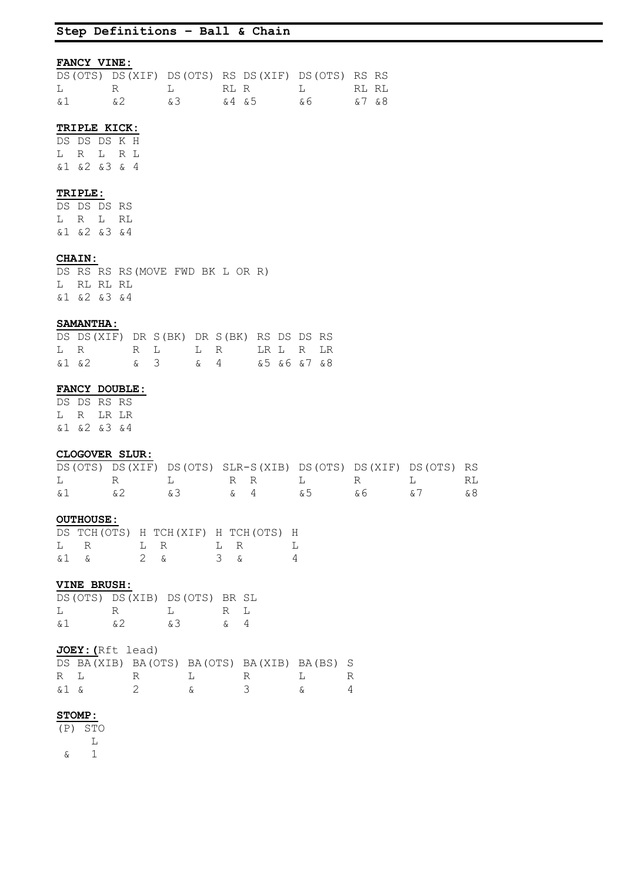## Step Definitions – Ball & Chain

**FANCY VINE:**

| | | | | | | | |
|---|---|---|---|---|---|---|---|
| DS(OTS) | DS(XIF) | DS(OTS) | RS | DS(XIF) | DS(OTS) | RS | RS |
| L | R | L | RL | R | L | RL | RL |
| &1 | &2 | &3 | &4 | &5 | &6 | &7 | &8 |

**TRIPLE KICK:**

| | | | | |
|---|---|---|---|---|
| DS | DS | DS | K | H |
| L | R | L | R | L |
| &1 | &2 | &3 | & | 4 |

**TRIPLE:**

| | | | |
|---|---|---|---|
| DS | DS | DS | RS |
| L | R | L | RL |
| &1 | &2 | &3 | &4 |

**CHAIN:**

| | | | |
|---|---|---|---|
| DS | RS | RS | RS(MOVE FWD BK L OR R) |
| L | RL | RL | RL |
| &1 | &2 | &3 | &4 |

**SAMANTHA:**

| | | | | | | | | | |
|---|---|---|---|---|---|---|---|---|---|
| DS | DS(XIF) | DR | S(BK) | DR | S(BK) | RS | DS | DS | RS |
| L | R | R | L | L | R | LR | L | R | LR |
| &1 | &2 | & | 3 | & | 4 | &5 | &6 | &7 | &8 |

**FANCY DOUBLE:**

| | | | |
|---|---|---|---|
| DS | DS | RS | RS |
| L | R | LR | LR |
| &1 | &2 | &3 | &4 |

**CLOGOVER SLUR:**

| | | | | | | | |
|---|---|---|---|---|---|---|---|
| DS(OTS) | DS(XIF) | DS(OTS) | SLR-S(XIB) | DS(OTS) | DS(XIF) | DS(OTS) | RS |
| L | R | L | R R | L | R | L | RL |
| &1 | &2 | &3 | & 4 | &5 | &6 | &7 | &8 |

**OUTHOUSE:**

| | | | | | | |
|---|---|---|---|---|---|---|
| DS | TCH(OTS) | H | TCH(XIF) | H | TCH(OTS) | H |
| L | R | L | R | L | R | L |
| &1 | & | 2 | & | 3 | & | 4 |

**VINE BRUSH:**

| | | | | |
|---|---|---|---|---|
| DS(OTS) | DS(XIB) | DS(OTS) | BR | SL |
| L | R | L | R | L |
| &1 | &2 | &3 | & | 4 |

**JOEY:** (Rft lead)

| | | | | | | |
|---|---|---|---|---|---|---|
| DS | BA(XIB) | BA(OTS) | BA(OTS) | BA(XIB) | BA(BS) | S |
| R | L | R | L | R | L | R |
| &1 | & | 2 | & | 3 | & | 4 |

**STOMP:**

| | |
|---|---|
| (P) | STO |
| | L |
| & | 1 |